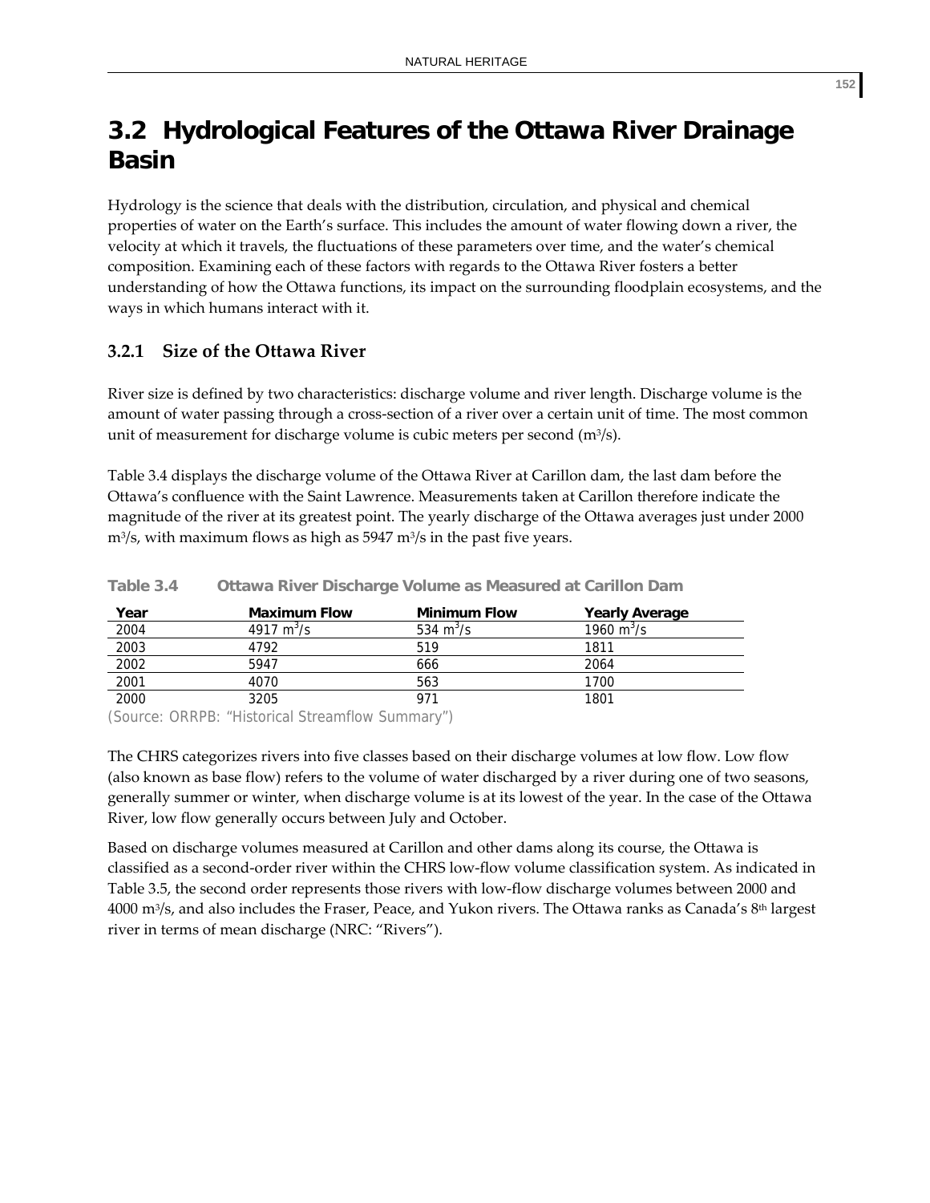# 3.2 Hydrological Features of the Ottawa River Drainage Basin

Hydrology is the science that deals with the distribution, circulation, and physical and chemical properties of water on the Earth's surface. This includes the amount of water flowing down a river, the velocity at which it travels, the fluctuations of these parameters over time, and the water's chemical composition. Examining each of these factors with regards to the Ottawa River fosters a better understanding of how the Ottawa functions, its impact on the surrounding floodplain ecosystems, and the ways in which humans interact with it.

## 3.2.1 Size of the Ottawa River

River size is defined by two characteristics: discharge volume and river length. Discharge volume is the amount of water passing through a cross-section of a river over a certain unit of time. The most common unit of measurement for discharge volume is cubic meters per second ($m^3/s$).

Table 3.4 displays the discharge volume of the Ottawa River at Carillon dam, the last dam before the Ottawa's confluence with the Saint Lawrence. Measurements taken at Carillon therefore indicate the magnitude of the river at its greatest point. The yearly discharge of the Ottawa averages just under 2000 $m^3/s$, with maximum flows as high as 5947 $m^3/s$ in the past five years.

**Table 3.4 Ottawa River Discharge Volume as Measured at Carillon Dam**

| Year | Maximum Flow | Minimum Flow | Yearly Average |
|---|---|---|---|
| 2004 | 4917 $m^3/s$ | 534 $m^3/s$ | 1960 $m^3/s$ |
| 2003 | 4792 | 519 | 1811 |
| 2002 | 5947 | 666 | 2064 |
| 2001 | 4070 | 563 | 1700 |
| 2000 | 3205 | 971 | 1801 |

(Source: ORRPB: "Historical Streamflow Summary")

The CHRS categorizes rivers into five classes based on their discharge volumes at low flow. Low flow (also known as base flow) refers to the volume of water discharged by a river during one of two seasons, generally summer or winter, when discharge volume is at its lowest of the year. In the case of the Ottawa River, low flow generally occurs between July and October.

Based on discharge volumes measured at Carillon and other dams along its course, the Ottawa is classified as a second-order river within the CHRS low-flow volume classification system. As indicated in Table 3.5, the second order represents those rivers with low-flow discharge volumes between 2000 and 4000 $m^3/s$, and also includes the Fraser, Peace, and Yukon rivers. The Ottawa ranks as Canada's 8th largest river in terms of mean discharge (NRC: "Rivers").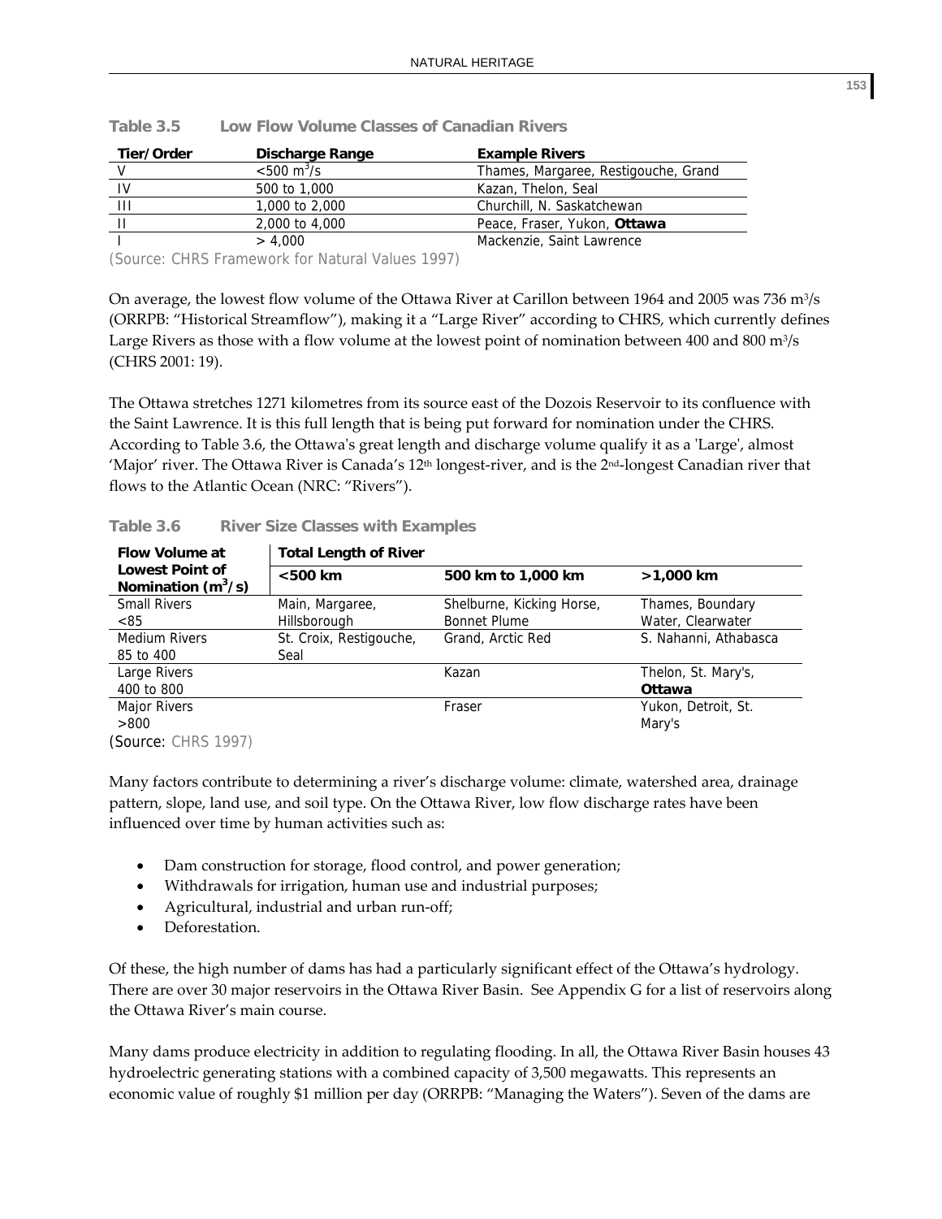**Table 3.5 Low Flow Volume Classes of Canadian Rivers**

| Tier/Order | Discharge Range | Example Rivers |
|---|---|---|
| V | <500 $m^3/s$ | Thames, Margaree, Restigouche, Grand |
| IV | 500 to 1,000 | Kazan, Thelon, Seal |
| III | 1,000 to 2,000 | Churchill, N. Saskatchewan |
| II | 2,000 to 4,000 | Peace, Fraser, Yukon, **Ottawa** |
| I | > 4,000 | Mackenzie, Saint Lawrence |

(Source: CHRS Framework for Natural Values 1997)

On average, the lowest flow volume of the Ottawa River at Carillon between 1964 and 2005 was 736 $m^3/s$ (ORRPB: "Historical Streamflow"), making it a "Large River" according to CHRS, which currently defines Large Rivers as those with a flow volume at the lowest point of nomination between 400 and 800 $m^3/s$ (CHRS 2001: 19).

The Ottawa stretches 1271 kilometres from its source east of the Dozois Reservoir to its confluence with the Saint Lawrence. It is this full length that is being put forward for nomination under the CHRS. According to Table 3.6, the Ottawa's great length and discharge volume qualify it as a 'Large', almost 'Major' river. The Ottawa River is Canada's 12th longest-river, and is the 2nd-longest Canadian river that flows to the Atlantic Ocean (NRC: "Rivers").

**Table 3.6 River Size Classes with Examples**

| Flow Volume at Lowest Point of Nomination ($m^3/s$) | Total Length of River | | |
|---|---|---|---|
| | <500 km | 500 km to 1,000 km | >1,000 km |
| Small Rivers <85 | Main, Margaree, Hillsborough | Shelburne, Kicking Horse, Bonnet Plume | Thames, Boundary Water, Clearwater |
| Medium Rivers 85 to 400 | St. Croix, Restigouche, Seal | Grand, Arctic Red | S. Nahanni, Athabasca |
| Large Rivers 400 to 800 | | Kazan | Thelon, St. Mary's, **Ottawa** |
| Major Rivers >800 | | Fraser | Yukon, Detroit, St. Mary's |

(Source: CHRS 1997)

Many factors contribute to determining a river's discharge volume: climate, watershed area, drainage pattern, slope, land use, and soil type. On the Ottawa River, low flow discharge rates have been influenced over time by human activities such as:

- Dam construction for storage, flood control, and power generation;
- Withdrawals for irrigation, human use and industrial purposes;
- Agricultural, industrial and urban run-off;
- Deforestation.

Of these, the high number of dams has had a particularly significant effect of the Ottawa's hydrology. There are over 30 major reservoirs in the Ottawa River Basin. See Appendix G for a list of reservoirs along the Ottawa River's main course.

Many dams produce electricity in addition to regulating flooding. In all, the Ottawa River Basin houses 43 hydroelectric generating stations with a combined capacity of 3,500 megawatts. This represents an economic value of roughly $1 million per day (ORRPB: "Managing the Waters"). Seven of the dams are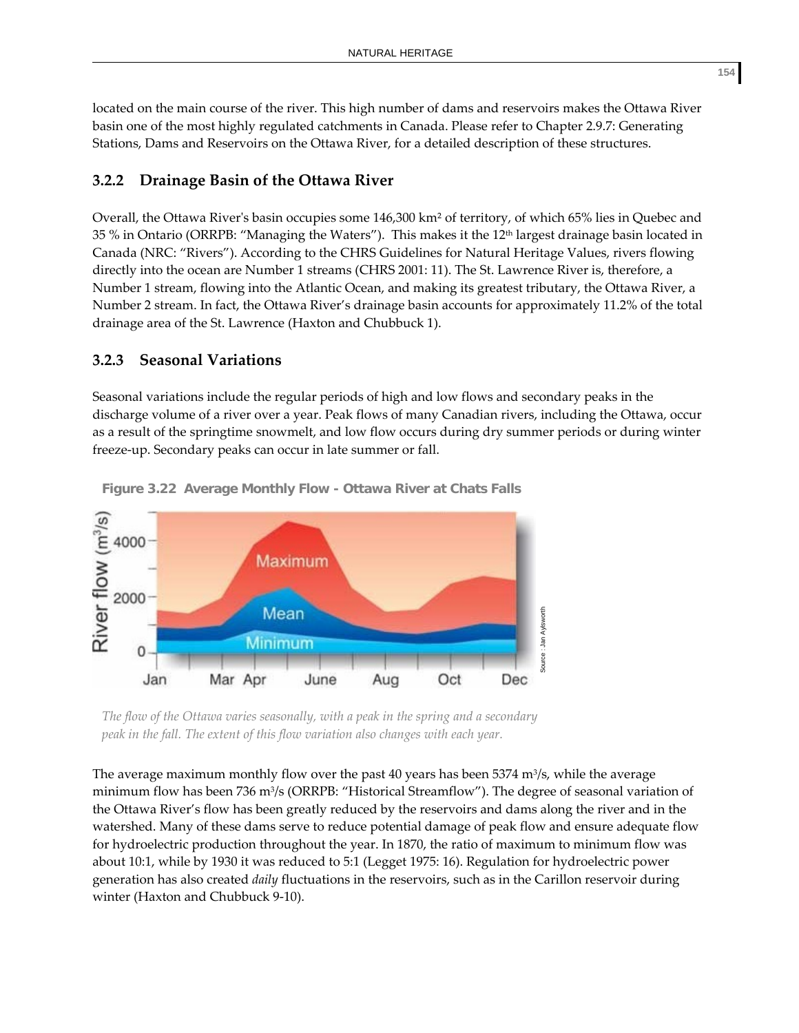located on the main course of the river. This high number of dams and reservoirs makes the Ottawa River basin one of the most highly regulated catchments in Canada. Please refer to Chapter 2.9.7: Generating Stations, Dams and Reservoirs on the Ottawa River, for a detailed description of these structures.

### 3.2.2 Drainage Basin of the Ottawa River

Overall, the Ottawa River's basin occupies some 146,300 km² of territory, of which 65% lies in Quebec and 35 % in Ontario (ORRPB: "Managing the Waters"). This makes it the 12th largest drainage basin located in Canada (NRC: "Rivers"). According to the CHRS Guidelines for Natural Heritage Values, rivers flowing directly into the ocean are Number 1 streams (CHRS 2001: 11). The St. Lawrence River is, therefore, a Number 1 stream, flowing into the Atlantic Ocean, and making its greatest tributary, the Ottawa River, a Number 2 stream. In fact, the Ottawa River's drainage basin accounts for approximately 11.2% of the total drainage area of the St. Lawrence (Haxton and Chubbuck 1).

### 3.2.3 Seasonal Variations

Seasonal variations include the regular periods of high and low flows and secondary peaks in the discharge volume of a river over a year. Peak flows of many Canadian rivers, including the Ottawa, occur as a result of the springtime snowmelt, and low flow occurs during dry summer periods or during winter freeze-up. Secondary peaks can occur in late summer or fall.

**Figure 3.22 Average Monthly Flow - Ottawa River at Chats Falls**

*The flow of the Ottawa varies seasonally, with a peak in the spring and a secondary peak in the fall. The extent of this flow variation also changes with each year.*

The average maximum monthly flow over the past 40 years has been 5374 m³/s, while the average minimum flow has been 736 m³/s (ORRPB: "Historical Streamflow"). The degree of seasonal variation of the Ottawa River's flow has been greatly reduced by the reservoirs and dams along the river and in the watershed. Many of these dams serve to reduce potential damage of peak flow and ensure adequate flow for hydroelectric production throughout the year. In 1870, the ratio of maximum to minimum flow was about 10:1, while by 1930 it was reduced to 5:1 (Legget 1975: 16). Regulation for hydroelectric power generation has also created *daily* fluctuations in the reservoirs, such as in the Carillon reservoir during winter (Haxton and Chubbuck 9-10).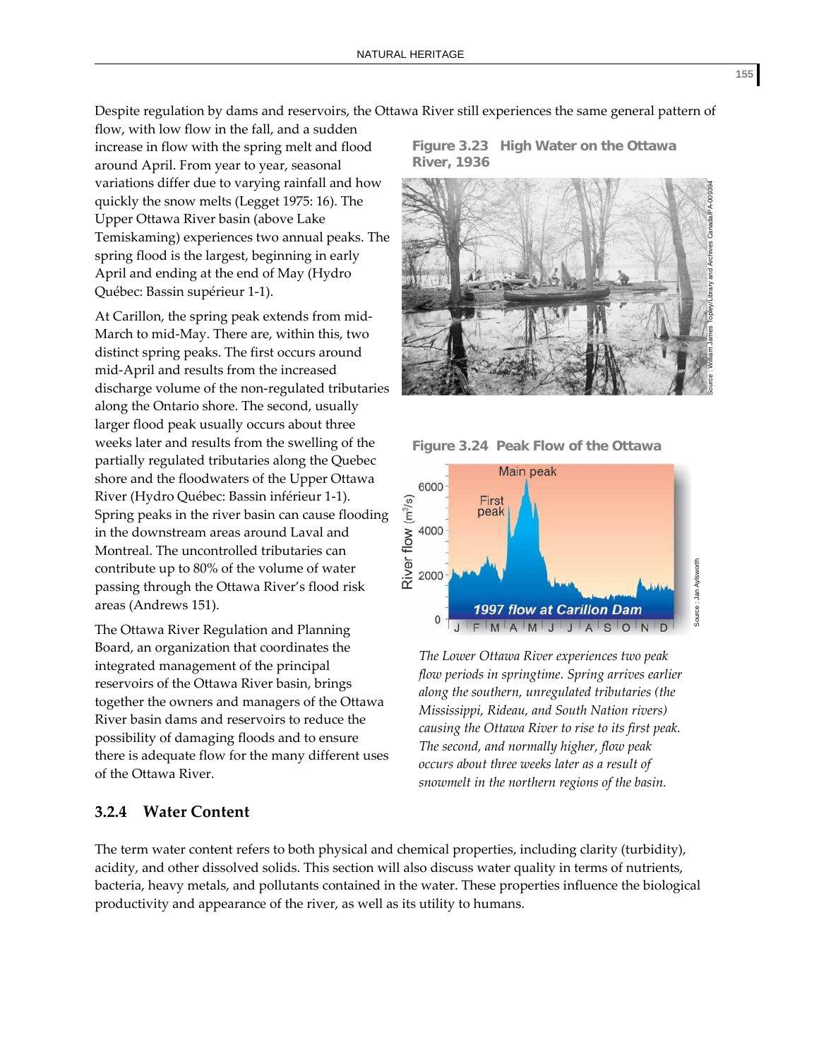Despite regulation by dams and reservoirs, the Ottawa River still experiences the same general pattern of flow, with low flow in the fall, and a sudden increase in flow with the spring melt and flood around April. From year to year, seasonal variations differ due to varying rainfall and how quickly the snow melts (Legget 1975: 16). The Upper Ottawa River basin (above Lake Temiskaming) experiences two annual peaks. The spring flood is the largest, beginning in early April and ending at the end of May (Hydro Québec: Bassin supérieur 1-1).

At Carillon, the spring peak extends from mid-March to mid-May. There are, within this, two distinct spring peaks. The first occurs around mid-April and results from the increased discharge volume of the non-regulated tributaries along the Ontario shore. The second, usually larger flood peak usually occurs about three weeks later and results from the swelling of the partially regulated tributaries along the Quebec shore and the floodwaters of the Upper Ottawa River (Hydro Québec: Bassin inférieur 1-1). Spring peaks in the river basin can cause flooding in the downstream areas around Laval and Montreal. The uncontrolled tributaries can contribute up to 80% of the volume of water passing through the Ottawa River's flood risk areas (Andrews 151).

The Ottawa River Regulation and Planning Board, an organization that coordinates the integrated management of the principal reservoirs of the Ottawa River basin, brings together the owners and managers of the Ottawa River basin dams and reservoirs to reduce the possibility of damaging floods and to ensure there is adequate flow for the many different uses of the Ottawa River.

**Figure 3.23 High Water on the Ottawa River, 1936**

Source : William James Topley/Library and Archives Canada/PA-009394

**Figure 3.24 Peak Flow of the Ottawa**

Source : Jan Aylsworth

*The Lower Ottawa River experiences two peak flow periods in springtime. Spring arrives earlier along the southern, unregulated tributaries (the Mississippi, Rideau, and South Nation rivers) causing the Ottawa River to rise to its first peak. The second, and normally higher, flow peak occurs about three weeks later as a result of snowmelt in the northern regions of the basin.*

### 3.2.4 Water Content

The term water content refers to both physical and chemical properties, including clarity (turbidity), acidity, and other dissolved solids. This section will also discuss water quality in terms of nutrients, bacteria, heavy metals, and pollutants contained in the water. These properties influence the biological productivity and appearance of the river, as well as its utility to humans.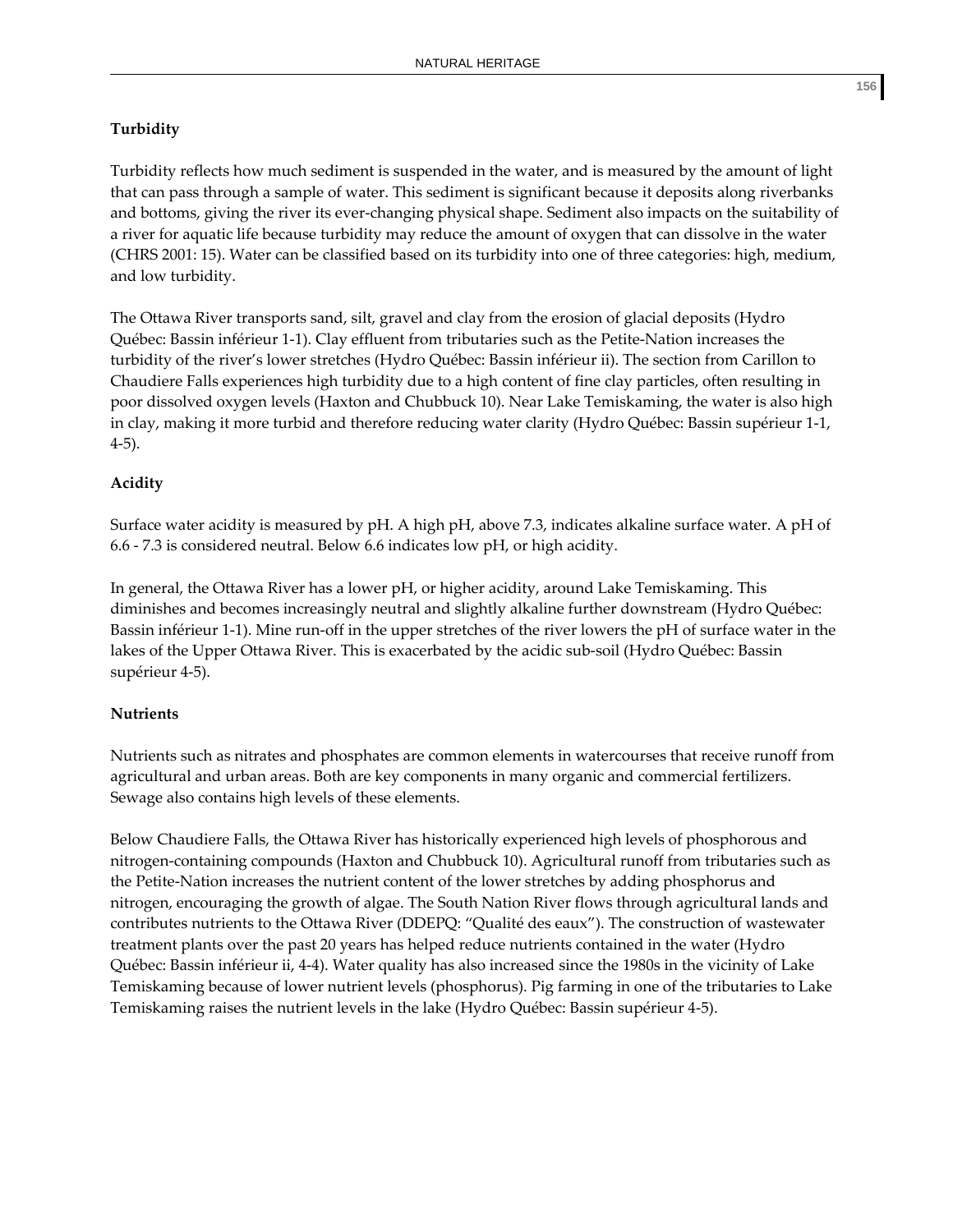### Turbidity

Turbidity reflects how much sediment is suspended in the water, and is measured by the amount of light that can pass through a sample of water. This sediment is significant because it deposits along riverbanks and bottoms, giving the river its ever-changing physical shape. Sediment also impacts on the suitability of a river for aquatic life because turbidity may reduce the amount of oxygen that can dissolve in the water (CHRS 2001: 15). Water can be classified based on its turbidity into one of three categories: high, medium, and low turbidity.

The Ottawa River transports sand, silt, gravel and clay from the erosion of glacial deposits (Hydro Québec: Bassin inférieur 1-1). Clay effluent from tributaries such as the Petite-Nation increases the turbidity of the river's lower stretches (Hydro Québec: Bassin inférieur ii). The section from Carillon to Chaudiere Falls experiences high turbidity due to a high content of fine clay particles, often resulting in poor dissolved oxygen levels (Haxton and Chubbuck 10). Near Lake Temiskaming, the water is also high in clay, making it more turbid and therefore reducing water clarity (Hydro Québec: Bassin supérieur 1-1, 4-5).

### Acidity

Surface water acidity is measured by pH. A high pH, above 7.3, indicates alkaline surface water. A pH of 6.6 - 7.3 is considered neutral. Below 6.6 indicates low pH, or high acidity.

In general, the Ottawa River has a lower pH, or higher acidity, around Lake Temiskaming. This diminishes and becomes increasingly neutral and slightly alkaline further downstream (Hydro Québec: Bassin inférieur 1-1). Mine run-off in the upper stretches of the river lowers the pH of surface water in the lakes of the Upper Ottawa River. This is exacerbated by the acidic sub-soil (Hydro Québec: Bassin supérieur 4-5).

### Nutrients

Nutrients such as nitrates and phosphates are common elements in watercourses that receive runoff from agricultural and urban areas. Both are key components in many organic and commercial fertilizers. Sewage also contains high levels of these elements.

Below Chaudiere Falls, the Ottawa River has historically experienced high levels of phosphorous and nitrogen-containing compounds (Haxton and Chubbuck 10). Agricultural runoff from tributaries such as the Petite-Nation increases the nutrient content of the lower stretches by adding phosphorus and nitrogen, encouraging the growth of algae. The South Nation River flows through agricultural lands and contributes nutrients to the Ottawa River (DDEPQ: "Qualité des eaux"). The construction of wastewater treatment plants over the past 20 years has helped reduce nutrients contained in the water (Hydro Québec: Bassin inférieur ii, 4-4). Water quality has also increased since the 1980s in the vicinity of Lake Temiskaming because of lower nutrient levels (phosphorus). Pig farming in one of the tributaries to Lake Temiskaming raises the nutrient levels in the lake (Hydro Québec: Bassin supérieur 4-5).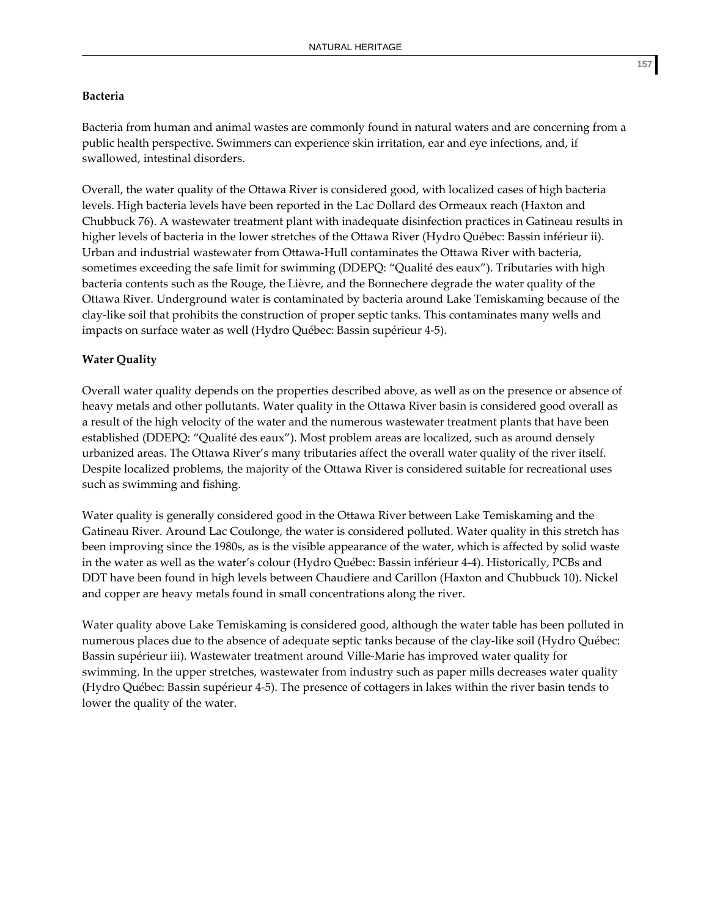**Bacteria**

Bacteria from human and animal wastes are commonly found in natural waters and are concerning from a public health perspective. Swimmers can experience skin irritation, ear and eye infections, and, if swallowed, intestinal disorders.

Overall, the water quality of the Ottawa River is considered good, with localized cases of high bacteria levels. High bacteria levels have been reported in the Lac Dollard des Ormeaux reach (Haxton and Chubbuck 76). A wastewater treatment plant with inadequate disinfection practices in Gatineau results in higher levels of bacteria in the lower stretches of the Ottawa River (Hydro Québec: Bassin inférieur ii). Urban and industrial wastewater from Ottawa-Hull contaminates the Ottawa River with bacteria, sometimes exceeding the safe limit for swimming (DDEPQ: "Qualité des eaux"). Tributaries with high bacteria contents such as the Rouge, the Lièvre, and the Bonnechere degrade the water quality of the Ottawa River. Underground water is contaminated by bacteria around Lake Temiskaming because of the clay-like soil that prohibits the construction of proper septic tanks. This contaminates many wells and impacts on surface water as well (Hydro Québec: Bassin supérieur 4-5).

**Water Quality**

Overall water quality depends on the properties described above, as well as on the presence or absence of heavy metals and other pollutants. Water quality in the Ottawa River basin is considered good overall as a result of the high velocity of the water and the numerous wastewater treatment plants that have been established (DDEPQ: "Qualité des eaux"). Most problem areas are localized, such as around densely urbanized areas. The Ottawa River's many tributaries affect the overall water quality of the river itself. Despite localized problems, the majority of the Ottawa River is considered suitable for recreational uses such as swimming and fishing.

Water quality is generally considered good in the Ottawa River between Lake Temiskaming and the Gatineau River. Around Lac Coulonge, the water is considered polluted. Water quality in this stretch has been improving since the 1980s, as is the visible appearance of the water, which is affected by solid waste in the water as well as the water's colour (Hydro Québec: Bassin inférieur 4-4). Historically, PCBs and DDT have been found in high levels between Chaudiere and Carillon (Haxton and Chubbuck 10). Nickel and copper are heavy metals found in small concentrations along the river.

Water quality above Lake Temiskaming is considered good, although the water table has been polluted in numerous places due to the absence of adequate septic tanks because of the clay-like soil (Hydro Québec: Bassin supérieur iii). Wastewater treatment around Ville-Marie has improved water quality for swimming. In the upper stretches, wastewater from industry such as paper mills decreases water quality (Hydro Québec: Bassin supérieur 4-5). The presence of cottagers in lakes within the river basin tends to lower the quality of the water.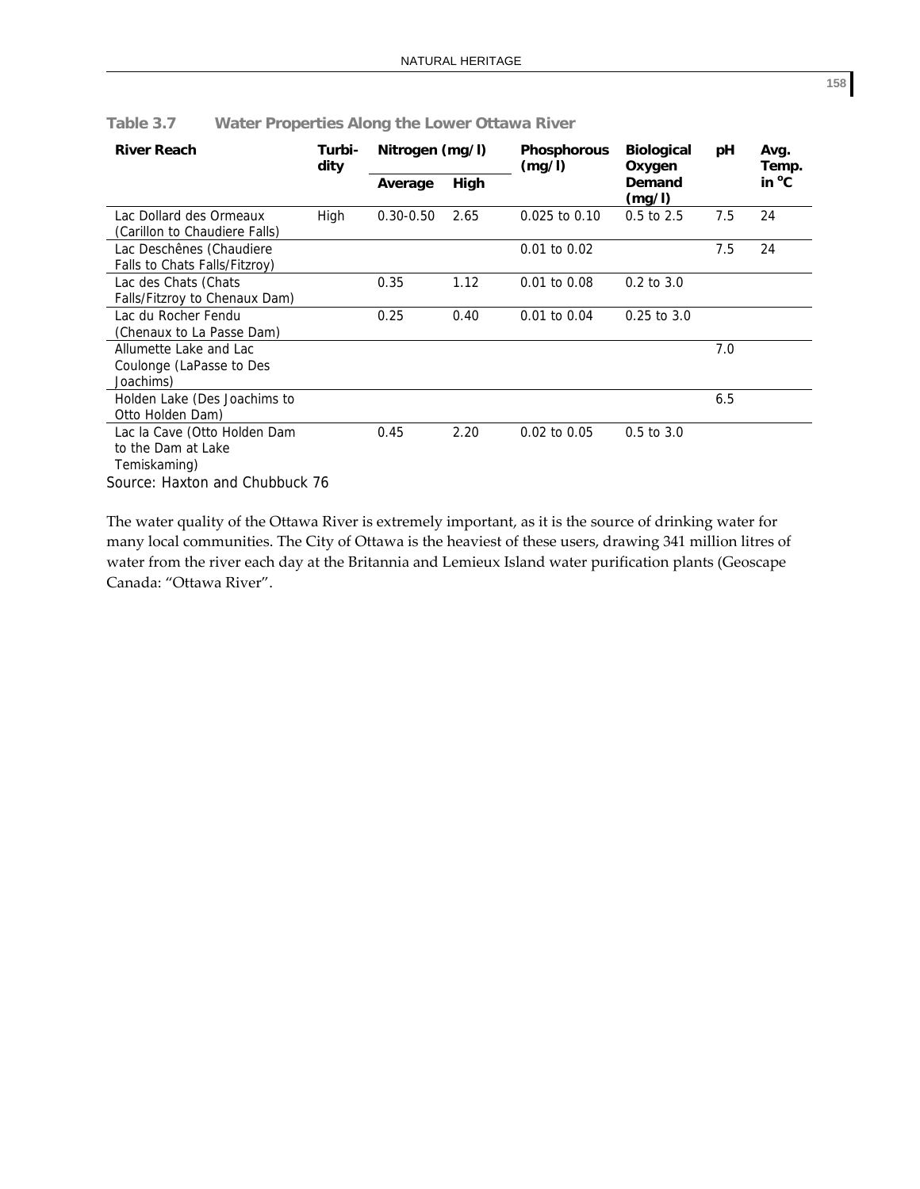**Table 3.7 Water Properties Along the Lower Ottawa River**

| River Reach | Turbi-dity | Nitrogen (mg/l) | | Phosphorous (mg/l) | Biological Oxygen Demand (mg/l) | pH | Avg. Temp. in °C |
|---|---|---|---|---|---|---|---|
| | | Average | High | | | | |
| Lac Dollard des Ormeaux (Carillon to Chaudiere Falls) | High | 0.30-0.50 | 2.65 | 0.025 to 0.10 | 0.5 to 2.5 | 7.5 | 24 |
| Lac Deschênes (Chaudiere Falls to Chats Falls/Fitzroy) | | | | 0.01 to 0.02 | | 7.5 | 24 |
| Lac des Chats (Chats Falls/Fitzroy to Chenaux Dam) | | 0.35 | 1.12 | 0.01 to 0.08 | 0.2 to 3.0 | | |
| Lac du Rocher Fendu (Chenaux to La Passe Dam) | | 0.25 | 0.40 | 0.01 to 0.04 | 0.25 to 3.0 | | |
| Allumette Lake and Lac Coulonge (LaPasse to Des Joachims) | | | | | | 7.0 | |
| Holden Lake (Des Joachims to Otto Holden Dam) | | | | | | 6.5 | |
| Lac la Cave (Otto Holden Dam to the Dam at Lake Temiskaming) | | 0.45 | 2.20 | 0.02 to 0.05 | 0.5 to 3.0 | | |

Source: Haxton and Chubbuck 76

The water quality of the Ottawa River is extremely important, as it is the source of drinking water for many local communities. The City of Ottawa is the heaviest of these users, drawing 341 million litres of water from the river each day at the Britannia and Lemieux Island water purification plants (Geoscape Canada: "Ottawa River".